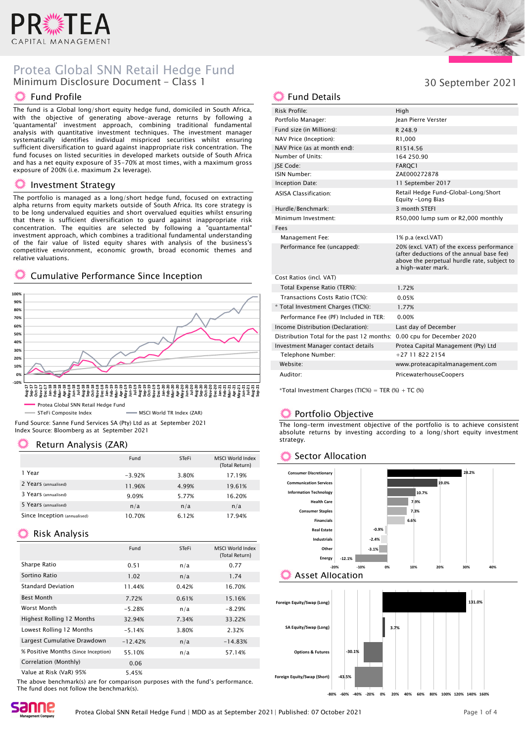# Protea Global SNN Retail Hedge Fund

Minimum Disclosure Document - Class 1

30 September 2021

## Fund Profile

The fund is a Global long/short equity hedge fund, domiciled in South Africa, with the objective of generating above-average returns by following a 'quantamental' investment approach, combining traditional fundamental analysis with quantitative investment techniques. The investment manager systematically identifies individual mispriced securities whilst ensuring sufficient diversification to guard against inappropriate risk concentration. The fund focuses on listed securities in developed markets outside of South Africa and has a net equity exposure of 35-70% at most times, with a maximum gross exposure of 200% (i.e. maximum 2x leverage).

## Investment Strategy

The portfolio is managed as a long/short hedge fund, focused on extracting alpha returns from equity markets outside of South Africa. Its core strategy is to be long undervalued equities and short overvalued equities whilst ensuring that there is sufficient diversification to guard against inappropriate risk concentration. The equities are selected by following a "quantamental" investment approach, which combines a traditional fundamental understanding of the fair value of listed equity shares with analysis of the business's competitive environment, economic growth, broad economic themes and relative valuations.

## Cumulative Performance Since Inception

Protea Global SNN Retail Hedge Fund
STeFi Composite Index
MSCI World TR Index (ZAR)

Fund Source: Sanne Fund Services SA (Pty) Ltd as at September 2021
Index Source: Bloomberg as at September 2021

## Return Analysis (ZAR)

| | Fund | STeFi | MSCI World Index (Total Return) |
|---|---|---|---|
| 1 Year | -3.92% | 3.80% | 17.19% |
| 2 Years (annualised) | 11.96% | 4.99% | 19.61% |
| 3 Years (annualised) | 9.09% | 5.77% | 16.20% |
| 5 Years (annualised) | n/a | n/a | n/a |
| Since Inception (annualised) | 10.70% | 6.12% | 17.94% |

## Risk Analysis

| | Fund | STeFi | MSCI World Index (Total Return) |
|---|---|---|---|
| Sharpe Ratio | 0.51 | n/a | 0.77 |
| Sortino Ratio | 1.02 | n/a | 1.74 |
| Standard Deviation | 11.44% | 0.42% | 16.70% |
| Best Month | 7.72% | 0.61% | 15.16% |
| Worst Month | -5.28% | n/a | -8.29% |
| Highest Rolling 12 Months | 32.94% | 7.34% | 33.22% |
| Lowest Rolling 12 Months | -5.14% | 3.80% | 2.32% |
| Largest Cumulative Drawdown | -12.42% | n/a | -14.83% |
| % Positive Months (Since Inception) | 55.10% | n/a | 57.14% |
| Correlation (Monthly) | 0.06 | | |
| Value at Risk (VaR) 95% | 5.45% | | |

The above benchmark(s) are for comparison purposes with the fund's performance. The fund does not follow the benchmark(s).

## Fund Details

| | |
|---|---|
| Risk Profile: | High |
| Portfolio Manager: | Jean Pierre Verster |
| Fund size (in Millions): | R 248.9 |
| NAV Price (Inception): | R1,000 |
| NAV Price (as at month end): | R1514.56 |
| Number of Units: | 164 250.90 |
| JSE Code: | FARQC1 |
| ISIN Number: | ZAE000272878 |
| Inception Date: | 11 September 2017 |
| ASISA Classification: | Retail Hedge Fund-Global-Long/Short Equity -Long Bias |
| Hurdle/Benchmark: | 3 month STEFI |
| Minimum Investment: | R50,000 lump sum or R2,000 monthly |
| Fees | |
| Management Fee: | 1% p.a (excl.VAT) |
| Performance fee (uncapped): | 20% (excl. VAT) of the excess performance (after deductions of the annual base fee) above the perpetual hurdle rate, subject to a high-water mark. |
| Cost Ratios (incl. VAT) | |
| Total Expense Ratio (TER%): | 1.72% |
| Transactions Costs Ratio (TC%): | 0.05% |
| * Total Investment Charges (TIC%): | 1.77% |
| Performance Fee (PF) Included in TER: | 0.00% |
| Income Distribution (Declaration): | Last day of December |
| Distribution Total for the past 12 months: | 0.00 cpu for December 2020 |
| Investment Manager contact details | Protea Capital Management (Pty) Ltd |
| Telephone Number: | +27 11 822 2154 |
| Website: | www.proteacapitalmanagement.com |
| Auditor: | PricewaterhouseCoopers |

*Total Investment Charges (TIC%) = TER (%) + TC (%)

## Portfolio Objective

The long-term investment objective of the portfolio is to achieve consistent absolute returns by investing according to a long/short equity investment strategy.

## Sector Allocation

| Sector | Allocation |
|---|---|
| Consumer Discretionary | 28.2% |
| Communication Services | 19.0% |
| Information Technology | 10.7% |
| Health Care | 7.9% |
| Consumer Staples | 7.3% |
| Financials | 6.6% |
| Real Estate | -0.9% |
| Industrials | -2.4% |
| Other | -3.1% |
| Energy | -12.1% |

## Asset Allocation

| Asset | Allocation |
|---|---|
| Foreign Equity/Swap (Long) | 131.0% |
| SA Equity/Swap (Long) | 3.7% |
| Options & Futures | -30.1% |
| Foreign Equity/Swap (Short) | -43.5% |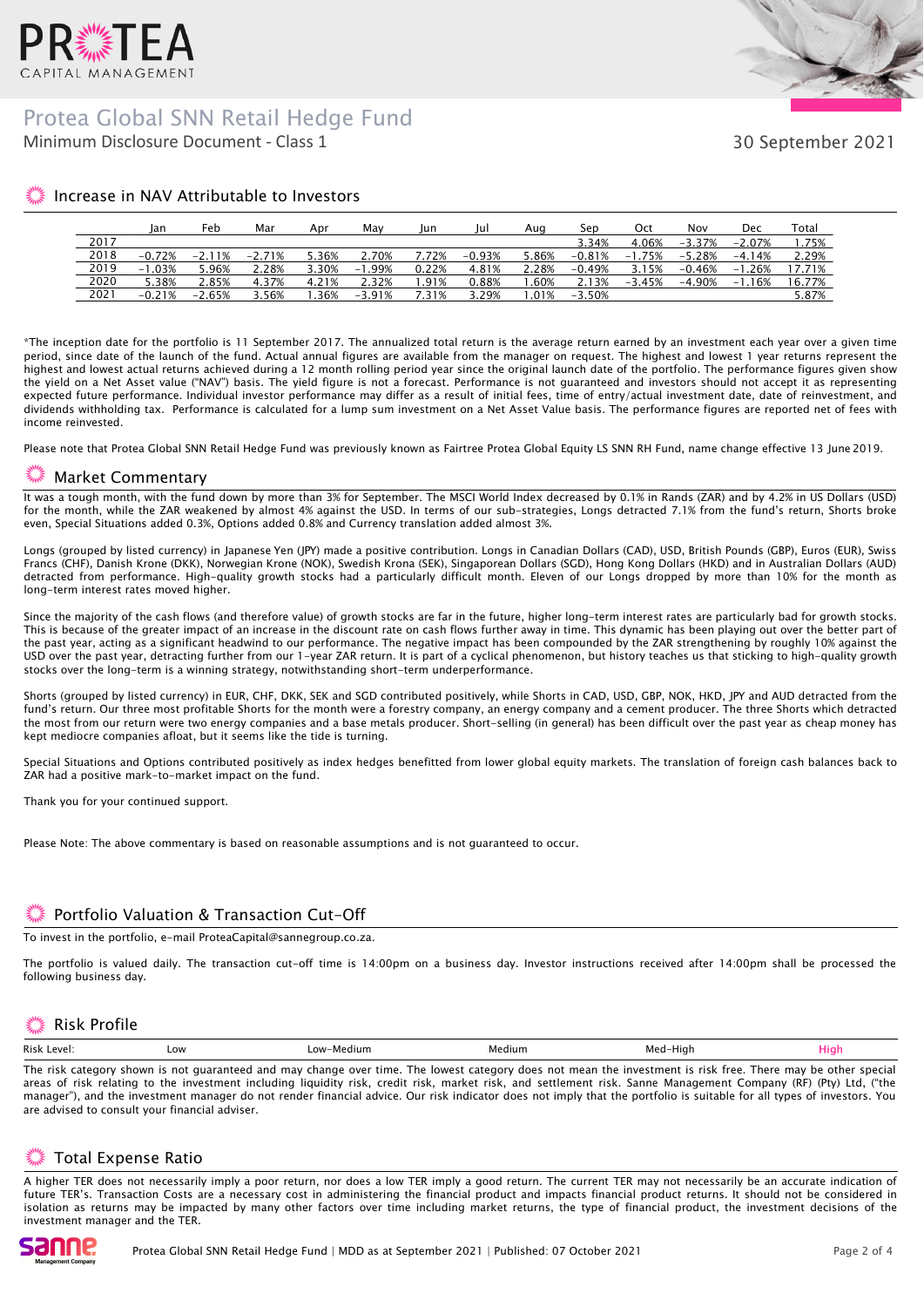# Protea Global SNN Retail Hedge Fund

Minimum Disclosure Document - Class 1

30 September 2021

## Increase in NAV Attributable to Investors

| | Jan | Feb | Mar | Apr | May | Jun | Jul | Aug | Sep | Oct | Nov | Dec | Total |
|---|---|---|---|---|---|---|---|---|---|---|---|---|---|
| 2017 | | | | | | | | | 3.34% | 4.06% | −3.37% | −2.07% | 1.75% |
| 2018 | −0.72% | −2.11% | −2.71% | 5.36% | 2.70% | 7.72% | −0.93% | 5.86% | −0.81% | −1.75% | −5.28% | −4.14% | 2.29% |
| 2019 | −1.03% | 5.96% | 2.28% | 3.30% | −1.99% | 0.22% | 4.81% | 2.28% | −0.49% | 3.15% | −0.46% | −1.26% | 17.71% |
| 2020 | 5.38% | 2.85% | 4.37% | 4.21% | 2.32% | 1.91% | 0.88% | 1.60% | 2.13% | −3.45% | −4.90% | −1.16% | 16.77% |
| 2021 | −0.21% | −2.65% | 3.56% | 1.36% | −3.91% | 7.31% | 3.29% | 1.01% | −3.50% | | | | 5.87% |

*The inception date for the portfolio is 11 September 2017. The annualized total return is the average return earned by an investment each year over a given time period, since date of the launch of the fund. Actual annual figures are available from the manager on request. The highest and lowest 1 year returns represent the highest and lowest actual returns achieved during a 12 month rolling period year since the original launch date of the portfolio. The performance figures given show the yield on a Net Asset value ("NAV") basis. The yield figure is not a forecast. Performance is not guaranteed and investors should not accept it as representing expected future performance. Individual investor performance may differ as a result of initial fees, time of entry/actual investment date, date of reinvestment, and dividends withholding tax. Performance is calculated for a lump sum investment on a Net Asset Value basis. The performance figures are reported net of fees with income reinvested.

Please note that Protea Global SNN Retail Hedge Fund was previously known as Fairtree Protea Global Equity LS SNN RH Fund, name change effective 13 June 2019.

## Market Commentary

It was a tough month, with the fund down by more than 3% for September. The MSCI World Index decreased by 0.1% in Rands (ZAR) and by 4.2% in US Dollars (USD) for the month, while the ZAR weakened by almost 4% against the USD. In terms of our sub-strategies, Longs detracted 7.1% from the fund's return, Shorts broke even, Special Situations added 0.3%, Options added 0.8% and Currency translation added almost 3%.

Longs (grouped by listed currency) in Japanese Yen (JPY) made a positive contribution. Longs in Canadian Dollars (CAD), USD, British Pounds (GBP), Euros (EUR), Swiss Francs (CHF), Danish Krone (DKK), Norwegian Krone (NOK), Swedish Krona (SEK), Singaporean Dollars (SGD), Hong Kong Dollars (HKD) and in Australian Dollars (AUD) detracted from performance. High-quality growth stocks had a particularly difficult month. Eleven of our Longs dropped by more than 10% for the month as long-term interest rates moved higher.

Since the majority of the cash flows (and therefore value) of growth stocks are far in the future, higher long-term interest rates are particularly bad for growth stocks. This is because of the greater impact of an increase in the discount rate on cash flows further away in time. This dynamic has been playing out over the better part of the past year, acting as a significant headwind to our performance. The negative impact has been compounded by the ZAR strengthening by roughly 10% against the USD over the past year, detracting further from our 1-year ZAR return. It is part of a cyclical phenomenon, but history teaches us that sticking to high-quality growth stocks over the long-term is a winning strategy, notwithstanding short-term underperformance.

Shorts (grouped by listed currency) in EUR, CHF, DKK, SEK and SGD contributed positively, while Shorts in CAD, USD, GBP, NOK, HKD, JPY and AUD detracted from the fund's return. Our three most profitable Shorts for the month were a forestry company, an energy company and a cement producer. The three Shorts which detracted the most from our return were two energy companies and a base metals producer. Short-selling (in general) has been difficult over the past year as cheap money has kept mediocre companies afloat, but it seems like the tide is turning.

Special Situations and Options contributed positively as index hedges benefitted from lower global equity markets. The translation of foreign cash balances back to ZAR had a positive mark-to-market impact on the fund.

Thank you for your continued support.

Please Note: The above commentary is based on reasonable assumptions and is not guaranteed to occur.

## Portfolio Valuation & Transaction Cut-Off

To invest in the portfolio, e-mail ProteaCapital@sannegroup.co.za.

The portfolio is valued daily. The transaction cut-off time is 14:00pm on a business day. Investor instructions received after 14:00pm shall be processed the following business day.

## Risk Profile

| Risk Level: | Low | Low-Medium | Medium | Med-High | **High** |
|---|---|---|---|---|---|

The risk category shown is not guaranteed and may change over time. The lowest category does not mean the investment is risk free. There may be other special areas of risk relating to the investment including liquidity risk, credit risk, market risk, and settlement risk. Sanne Management Company (RF) (Pty) Ltd, ("the manager"), and the investment manager do not render financial advice. Our risk indicator does not imply that the portfolio is suitable for all types of investors. You are advised to consult your financial adviser.

## Total Expense Ratio

A higher TER does not necessarily imply a poor return, nor does a low TER imply a good return. The current TER may not necessarily be an accurate indication of future TER's. Transaction Costs are a necessary cost in administering the financial product and impacts financial product returns. It should not be considered in isolation as returns may be impacted by many other factors over time including market returns, the type of financial product, the investment decisions of the investment manager and the TER.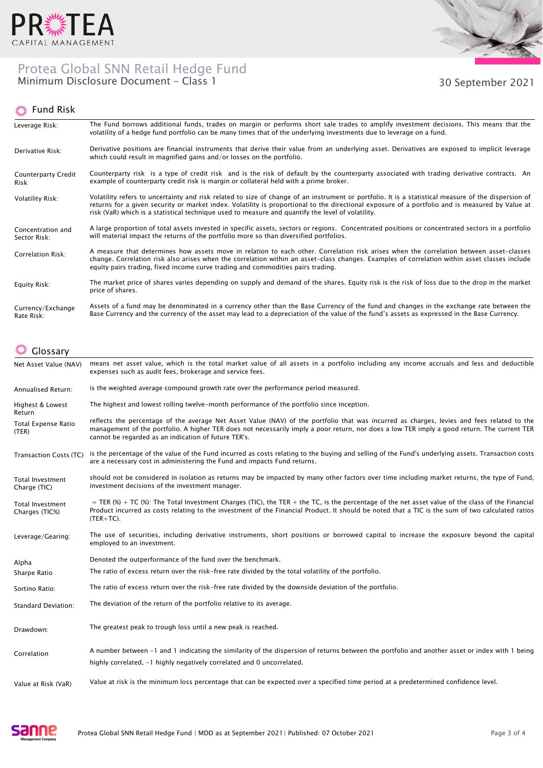# Protea Global SNN Retail Hedge Fund

Minimum Disclosure Document - Class 1

30 September 2021

## Fund Risk

| | |
|---|---|
| Leverage Risk: | The Fund borrows additional funds, trades on margin or performs short sale trades to amplify investment decisions. This means that the volatility of a hedge fund portfolio can be many times that of the underlying investments due to leverage on a fund. |
| Derivative Risk: | Derivative positions are financial instruments that derive their value from an underlying asset. Derivatives are exposed to implicit leverage which could result in magnified gains and/or losses on the portfolio. |
| Counterparty Credit Risk | Counterparty risk is a type of credit risk and is the risk of default by the counterparty associated with trading derivative contracts. An example of counterparty credit risk is margin or collateral held with a prime broker. |
| Volatility Risk: | Volatility refers to uncertainty and risk related to size of change of an instrument or portfolio. It is a statistical measure of the dispersion of returns for a given security or market index. Volatility is proportional to the directional exposure of a portfolio and is measured by Value at risk (VaR) which is a statistical technique used to measure and quantify the level of volatility. |
| Concentration and Sector Risk: | A large proportion of total assets invested in specific assets, sectors or regions. Concentrated positions or concentrated sectors in a portfolio will material impact the returns of the portfolio more so than diversified portfolios. |
| Correlation Risk: | A measure that determines how assets move in relation to each other. Correlation risk arises when the correlation between asset-classes change. Correlation risk also arises when the correlation within an asset-class changes. Examples of correlation within asset classes include equity pairs trading, fixed income curve trading and commodities pairs trading. |
| Equity Risk: | The market price of shares varies depending on supply and demand of the shares. Equity risk is the risk of loss due to the drop in the market price of shares. |
| Currency/Exchange Rate Risk: | Assets of a fund may be denominated in a currency other than the Base Currency of the fund and changes in the exchange rate between the Base Currency and the currency of the asset may lead to a depreciation of the value of the fund's assets as expressed in the Base Currency. |

## Glossary

| | |
|---|---|
| Net Asset Value (NAV) | means net asset value, which is the total market value of all assets in a portfolio including any income accruals and less and deductible expenses such as audit fees, brokerage and service fees. |
| Annualised Return: | is the weighted average compound growth rate over the performance period measured. |
| Highest & Lowest Return | The highest and lowest rolling twelve-month performance of the portfolio since inception. |
| Total Expense Ratio (TER) | reflects the percentage of the average Net Asset Value (NAV) of the portfolio that was incurred as charges, levies and fees related to the management of the portfolio. A higher TER does not necessarily imply a poor return, nor does a low TER imply a good return. The current TER cannot be regarded as an indication of future TER's. |
| Transaction Costs (TC) | is the percentage of the value of the Fund incurred as costs relating to the buying and selling of the Fund's underlying assets. Transaction costs are a necessary cost in administering the Fund and impacts Fund returns. |
| Total Investment Charge (TIC) | should not be considered in isolation as returns may be impacted by many other factors over time including market returns, the type of Fund, investment decisions of the investment manager. |
| Total Investment Charges (TIC%) | = TER (%) + TC (%): The Total Investment Charges (TIC), the TER + the TC, is the percentage of the net asset value of the class of the Financial Product incurred as costs relating to the investment of the Financial Product. It should be noted that a TIC is the sum of two calculated ratios (TER+TC). |
| Leverage/Gearing: | The use of securities, including derivative instruments, short positions or borrowed capital to increase the exposure beyond the capital employed to an investment. |
| Alpha | Denoted the outperformance of the fund over the benchmark. |
| Sharpe Ratio | The ratio of excess return over the risk-free rate divided by the total volatility of the portfolio. |
| Sortino Ratio: | The ratio of excess return over the risk-free rate divided by the downside deviation of the portfolio. |
| Standard Deviation: | The deviation of the return of the portfolio relative to its average. |
| Drawdown: | The greatest peak to trough loss until a new peak is reached. |
| Correlation | A number between -1 and 1 indicating the similarity of the dispersion of returns between the portfolio and another asset or index with 1 being highly correlated, -1 highly negatively correlated and 0 uncorrelated. |
| Value at Risk (VaR) | Value at risk is the minimum loss percentage that can be expected over a specified time period at a predetermined confidence level. |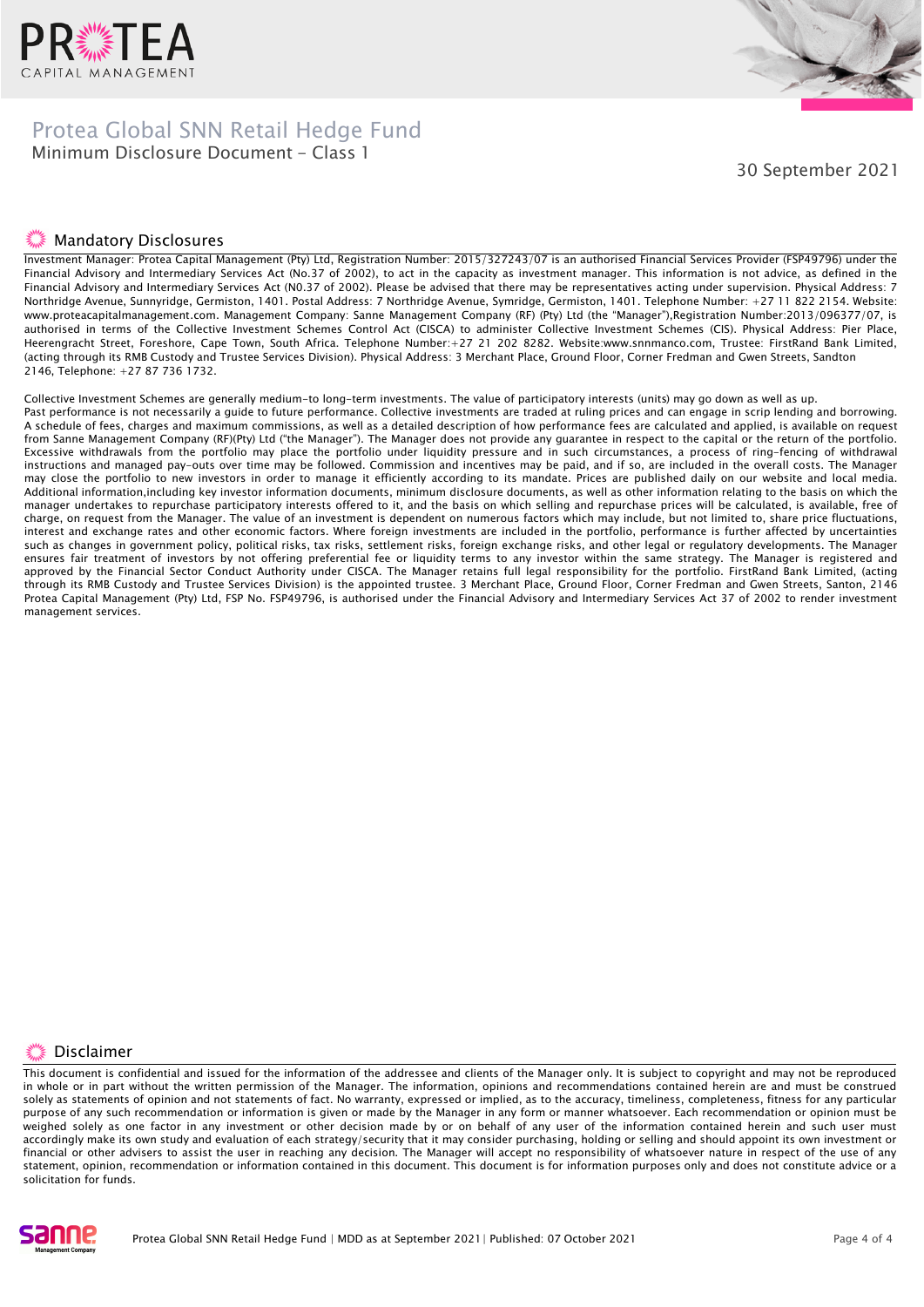# Protea Global SNN Retail Hedge Fund

Minimum Disclosure Document - Class 1

30 September 2021

## Mandatory Disclosures

Investment Manager: Protea Capital Management (Pty) Ltd, Registration Number: 2015/327243/07 is an authorised Financial Services Provider (FSP49796) under the Financial Advisory and Intermediary Services Act (No.37 of 2002), to act in the capacity as investment manager. This information is not advice, as defined in the Financial Advisory and Intermediary Services Act (N0.37 of 2002). Please be advised that there may be representatives acting under supervision. Physical Address: 7 Northridge Avenue, Sunnyridge, Germiston, 1401. Postal Address: 7 Northridge Avenue, Symridge, Germiston, 1401. Telephone Number: +27 11 822 2154. Website: www.proteacapitalmanagement.com. Management Company: Sanne Management Company (RF) (Pty) Ltd (the "Manager"),Registration Number:2013/096377/07, is authorised in terms of the Collective Investment Schemes Control Act (CISCA) to administer Collective Investment Schemes (CIS). Physical Address: Pier Place, Heerengracht Street, Foreshore, Cape Town, South Africa. Telephone Number:+27 21 202 8282. Website:www.snnmanco.com, Trustee: FirstRand Bank Limited, (acting through its RMB Custody and Trustee Services Division). Physical Address: 3 Merchant Place, Ground Floor, Corner Fredman and Gwen Streets, Sandton 2146, Telephone: +27 87 736 1732.

Collective Investment Schemes are generally medium-to long-term investments. The value of participatory interests (units) may go down as well as up.
Past performance is not necessarily a guide to future performance. Collective investments are traded at ruling prices and can engage in scrip lending and borrowing. A schedule of fees, charges and maximum commissions, as well as a detailed description of how performance fees are calculated and applied, is available on request from Sanne Management Company (RF)(Pty) Ltd ("the Manager"). The Manager does not provide any guarantee in respect to the capital or the return of the portfolio. Excessive withdrawals from the portfolio may place the portfolio under liquidity pressure and in such circumstances, a process of ring-fencing of withdrawal instructions and managed pay-outs over time may be followed. Commission and incentives may be paid, and if so, are included in the overall costs. The Manager may close the portfolio to new investors in order to manage it efficiently according to its mandate. Prices are published daily on our website and local media. Additional information,including key investor information documents, minimum disclosure documents, as well as other information relating to the basis on which the manager undertakes to repurchase participatory interests offered to it, and the basis on which selling and repurchase prices will be calculated, is available, free of charge, on request from the Manager. The value of an investment is dependent on numerous factors which may include, but not limited to, share price fluctuations, interest and exchange rates and other economic factors. Where foreign investments are included in the portfolio, performance is further affected by uncertainties such as changes in government policy, political risks, tax risks, settlement risks, foreign exchange risks, and other legal or regulatory developments. The Manager ensures fair treatment of investors by not offering preferential fee or liquidity terms to any investor within the same strategy. The Manager is registered and approved by the Financial Sector Conduct Authority under CISCA. The Manager retains full legal responsibility for the portfolio. FirstRand Bank Limited, (acting through its RMB Custody and Trustee Services Division) is the appointed trustee. 3 Merchant Place, Ground Floor, Corner Fredman and Gwen Streets, Santon, 2146 Protea Capital Management (Pty) Ltd, FSP No. FSP49796, is authorised under the Financial Advisory and Intermediary Services Act 37 of 2002 to render investment management services.

## Disclaimer

This document is confidential and issued for the information of the addressee and clients of the Manager only. It is subject to copyright and may not be reproduced in whole or in part without the written permission of the Manager. The information, opinions and recommendations contained herein are and must be construed solely as statements of opinion and not statements of fact. No warranty, expressed or implied, as to the accuracy, timeliness, completeness, fitness for any particular purpose of any such recommendation or information is given or made by the Manager in any form or manner whatsoever. Each recommendation or opinion must be weighed solely as one factor in any investment or other decision made by or on behalf of any user of the information contained herein and such user must accordingly make its own study and evaluation of each strategy/security that it may consider purchasing, holding or selling and should appoint its own investment or financial or other advisers to assist the user in reaching any decision. The Manager will accept no responsibility of whatsoever nature in respect of the use of any statement, opinion, recommendation or information contained in this document. This document is for information purposes only and does not constitute advice or a solicitation for funds.

Protea Global SNN Retail Hedge Fund | MDD as at September 2021 | Published: 07 October 2021